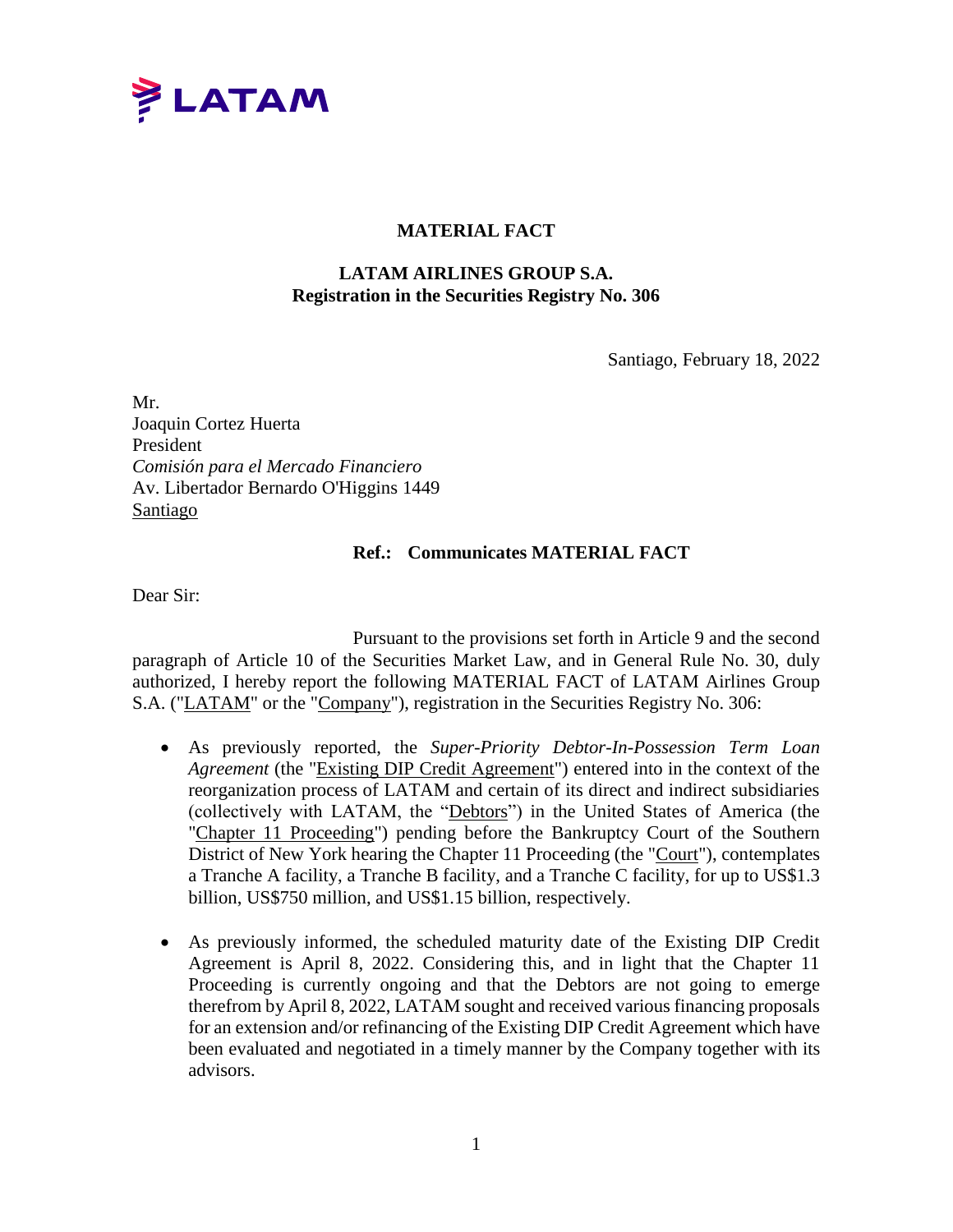**MATERIAL FACT**

**LATAM AIRLINES GROUP S.A.**
**Registration in the Securities Registry No. 306**

Santiago, February 18, 2022

Mr.
Joaquin Cortez Huerta
President
*Comisión para el Mercado Financiero*
Av. Libertador Bernardo O'Higgins 1449
Santiago

**Ref.: Communicates MATERIAL FACT**

Dear Sir:

Pursuant to the provisions set forth in Article 9 and the second paragraph of Article 10 of the Securities Market Law, and in General Rule No. 30, duly authorized, I hereby report the following MATERIAL FACT of LATAM Airlines Group S.A. ("LATAM" or the "Company"), registration in the Securities Registry No. 306:

- As previously reported, the *Super-Priority Debtor-In-Possession Term Loan Agreement* (the "Existing DIP Credit Agreement") entered into in the context of the reorganization process of LATAM and certain of its direct and indirect subsidiaries (collectively with LATAM, the "Debtors") in the United States of America (the "Chapter 11 Proceeding") pending before the Bankruptcy Court of the Southern District of New York hearing the Chapter 11 Proceeding (the "Court"), contemplates a Tranche A facility, a Tranche B facility, and a Tranche C facility, for up to US$1.3 billion, US$750 million, and US$1.15 billion, respectively.

- As previously informed, the scheduled maturity date of the Existing DIP Credit Agreement is April 8, 2022. Considering this, and in light that the Chapter 11 Proceeding is currently ongoing and that the Debtors are not going to emerge therefrom by April 8, 2022, LATAM sought and received various financing proposals for an extension and/or refinancing of the Existing DIP Credit Agreement which have been evaluated and negotiated in a timely manner by the Company together with its advisors.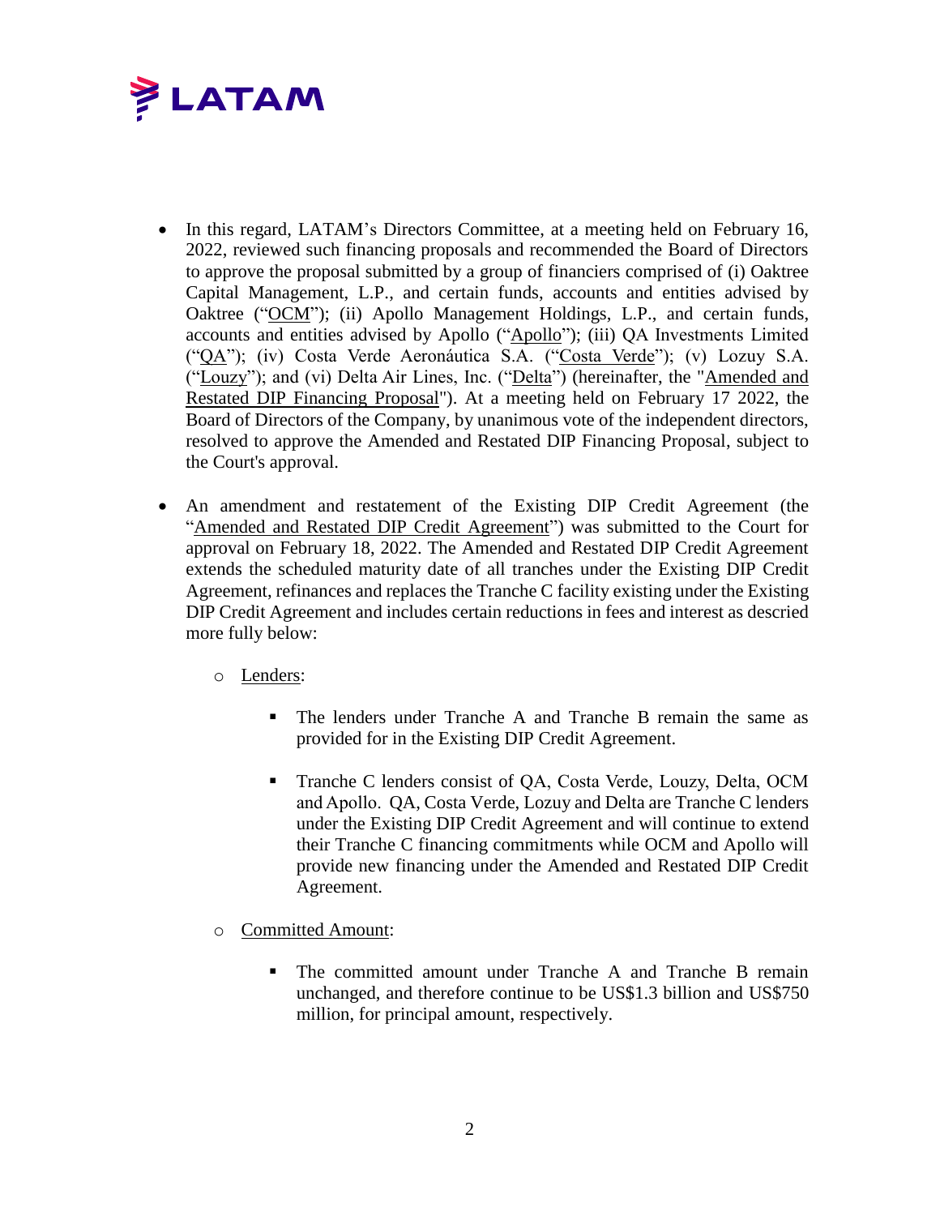- In this regard, LATAM's Directors Committee, at a meeting held on February 16, 2022, reviewed such financing proposals and recommended the Board of Directors to approve the proposal submitted by a group of financiers comprised of (i) Oaktree Capital Management, L.P., and certain funds, accounts and entities advised by Oaktree ("OCM"); (ii) Apollo Management Holdings, L.P., and certain funds, accounts and entities advised by Apollo ("Apollo"); (iii) QA Investments Limited ("QA"); (iv) Costa Verde Aeronáutica S.A. ("Costa Verde"); (v) Lozuy S.A. ("Louzy"); and (vi) Delta Air Lines, Inc. ("Delta") (hereinafter, the "Amended and Restated DIP Financing Proposal"). At a meeting held on February 17 2022, the Board of Directors of the Company, by unanimous vote of the independent directors, resolved to approve the Amended and Restated DIP Financing Proposal, subject to the Court's approval.

- An amendment and restatement of the Existing DIP Credit Agreement (the "Amended and Restated DIP Credit Agreement") was submitted to the Court for approval on February 18, 2022. The Amended and Restated DIP Credit Agreement extends the scheduled maturity date of all tranches under the Existing DIP Credit Agreement, refinances and replaces the Tranche C facility existing under the Existing DIP Credit Agreement and includes certain reductions in fees and interest as descried more fully below:

  - Lenders:

    - The lenders under Tranche A and Tranche B remain the same as provided for in the Existing DIP Credit Agreement.

    - Tranche C lenders consist of QA, Costa Verde, Louzy, Delta, OCM and Apollo. QA, Costa Verde, Lozuy and Delta are Tranche C lenders under the Existing DIP Credit Agreement and will continue to extend their Tranche C financing commitments while OCM and Apollo will provide new financing under the Amended and Restated DIP Credit Agreement.

  - Committed Amount:

    - The committed amount under Tranche A and Tranche B remain unchanged, and therefore continue to be US$1.3 billion and US$750 million, for principal amount, respectively.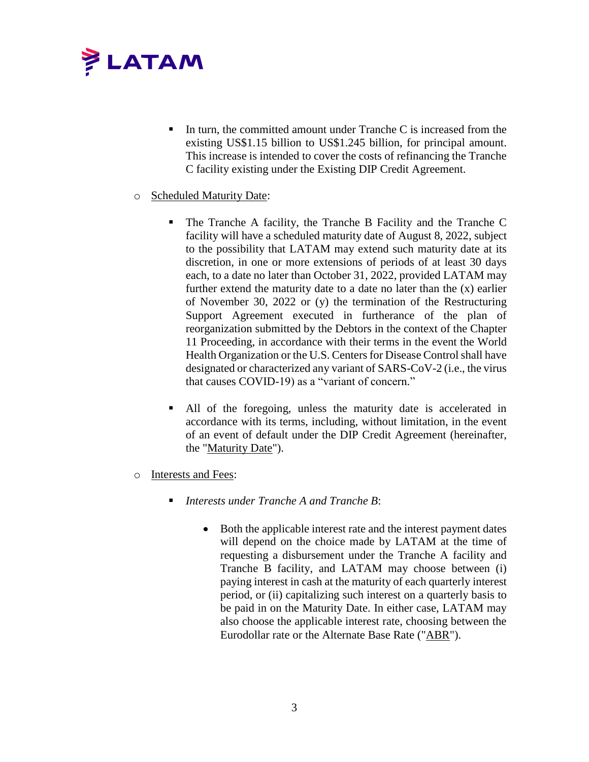- In turn, the committed amount under Tranche C is increased from the existing US$1.15 billion to US$1.245 billion, for principal amount. This increase is intended to cover the costs of refinancing the Tranche C facility existing under the Existing DIP Credit Agreement.

- Scheduled Maturity Date:

  - The Tranche A facility, the Tranche B Facility and the Tranche C facility will have a scheduled maturity date of August 8, 2022, subject to the possibility that LATAM may extend such maturity date at its discretion, in one or more extensions of periods of at least 30 days each, to a date no later than October 31, 2022, provided LATAM may further extend the maturity date to a date no later than the (x) earlier of November 30, 2022 or (y) the termination of the Restructuring Support Agreement executed in furtherance of the plan of reorganization submitted by the Debtors in the context of the Chapter 11 Proceeding, in accordance with their terms in the event the World Health Organization or the U.S. Centers for Disease Control shall have designated or characterized any variant of SARS-CoV-2 (i.e., the virus that causes COVID-19) as a "variant of concern."

  - All of the foregoing, unless the maturity date is accelerated in accordance with its terms, including, without limitation, in the event of an event of default under the DIP Credit Agreement (hereinafter, the "Maturity Date").

- Interests and Fees:

  - *Interests under Tranche A and Tranche B*:

    - Both the applicable interest rate and the interest payment dates will depend on the choice made by LATAM at the time of requesting a disbursement under the Tranche A facility and Tranche B facility, and LATAM may choose between (i) paying interest in cash at the maturity of each quarterly interest period, or (ii) capitalizing such interest on a quarterly basis to be paid in on the Maturity Date. In either case, LATAM may also choose the applicable interest rate, choosing between the Eurodollar rate or the Alternate Base Rate ("ABR").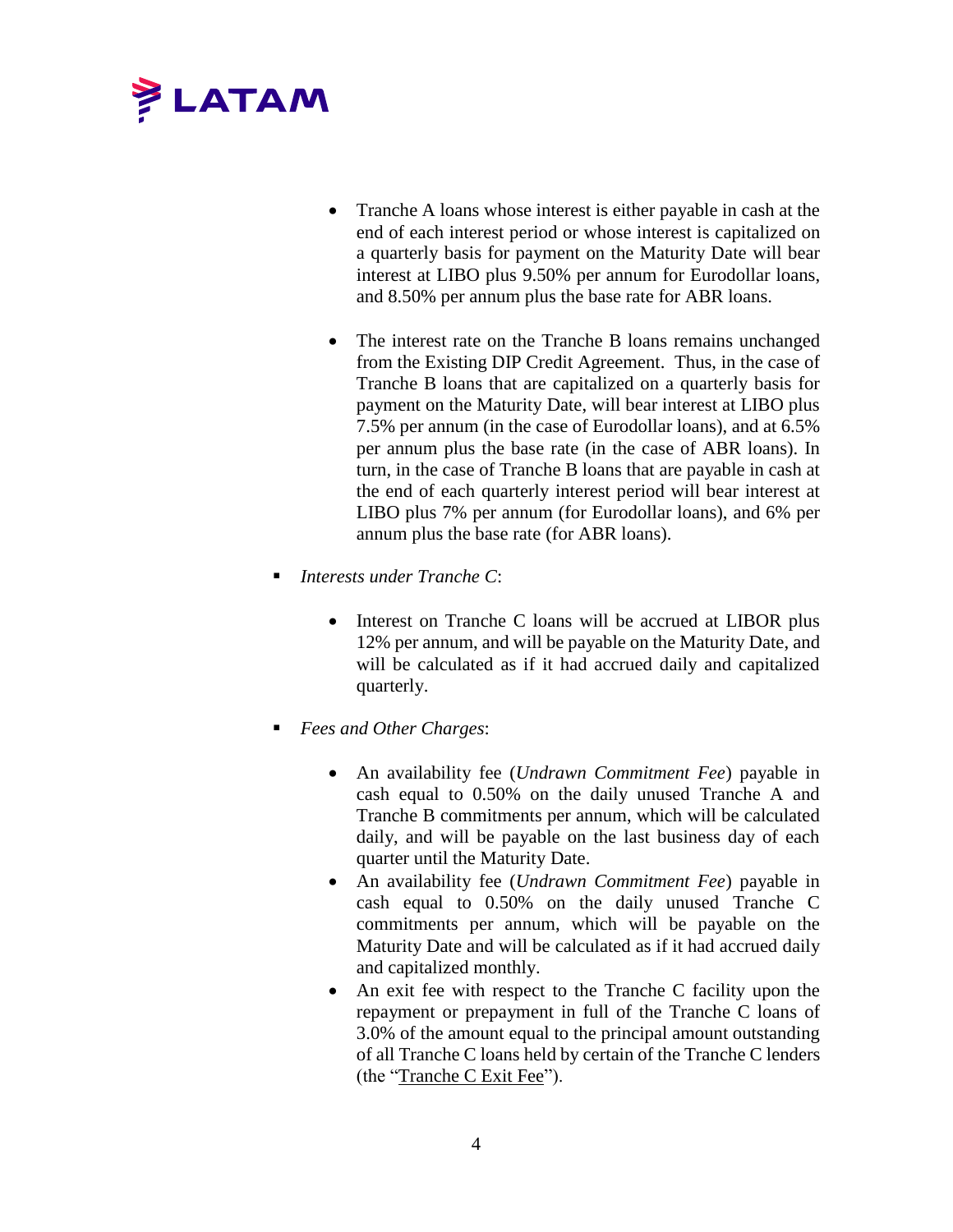- Tranche A loans whose interest is either payable in cash at the end of each interest period or whose interest is capitalized on a quarterly basis for payment on the Maturity Date will bear interest at LIBO plus 9.50% per annum for Eurodollar loans, and 8.50% per annum plus the base rate for ABR loans.

- The interest rate on the Tranche B loans remains unchanged from the Existing DIP Credit Agreement. Thus, in the case of Tranche B loans that are capitalized on a quarterly basis for payment on the Maturity Date, will bear interest at LIBO plus 7.5% per annum (in the case of Eurodollar loans), and at 6.5% per annum plus the base rate (in the case of ABR loans). In turn, in the case of Tranche B loans that are payable in cash at the end of each quarterly interest period will bear interest at LIBO plus 7% per annum (for Eurodollar loans), and 6% per annum plus the base rate (for ABR loans).

- *Interests under Tranche C*:

  - Interest on Tranche C loans will be accrued at LIBOR plus 12% per annum, and will be payable on the Maturity Date, and will be calculated as if it had accrued daily and capitalized quarterly.

- *Fees and Other Charges*:

  - An availability fee (*Undrawn Commitment Fee*) payable in cash equal to 0.50% on the daily unused Tranche A and Tranche B commitments per annum, which will be calculated daily, and will be payable on the last business day of each quarter until the Maturity Date.
  - An availability fee (*Undrawn Commitment Fee*) payable in cash equal to 0.50% on the daily unused Tranche C commitments per annum, which will be payable on the Maturity Date and will be calculated as if it had accrued daily and capitalized monthly.
  - An exit fee with respect to the Tranche C facility upon the repayment or prepayment in full of the Tranche C loans of 3.0% of the amount equal to the principal amount outstanding of all Tranche C loans held by certain of the Tranche C lenders (the "Tranche C Exit Fee").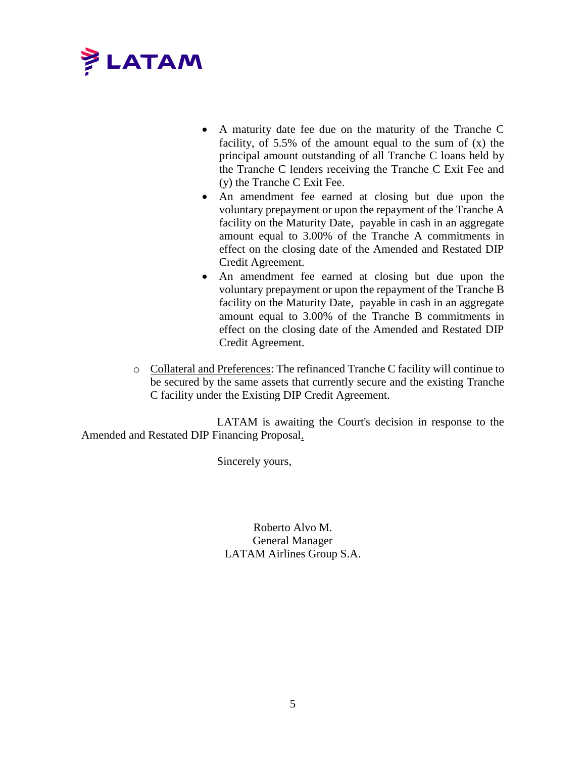- A maturity date fee due on the maturity of the Tranche C facility, of 5.5% of the amount equal to the sum of (x) the principal amount outstanding of all Tranche C loans held by the Tranche C lenders receiving the Tranche C Exit Fee and (y) the Tranche C Exit Fee.
- An amendment fee earned at closing but due upon the voluntary prepayment or upon the repayment of the Tranche A facility on the Maturity Date, payable in cash in an aggregate amount equal to 3.00% of the Tranche A commitments in effect on the closing date of the Amended and Restated DIP Credit Agreement.
- An amendment fee earned at closing but due upon the voluntary prepayment or upon the repayment of the Tranche B facility on the Maturity Date, payable in cash in an aggregate amount equal to 3.00% of the Tranche B commitments in effect on the closing date of the Amended and Restated DIP Credit Agreement.

- Collateral and Preferences: The refinanced Tranche C facility will continue to be secured by the same assets that currently secure and the existing Tranche C facility under the Existing DIP Credit Agreement.

LATAM is awaiting the Court's decision in response to the Amended and Restated DIP Financing Proposal.

Sincerely yours,

Roberto Alvo M.
General Manager
LATAM Airlines Group S.A.